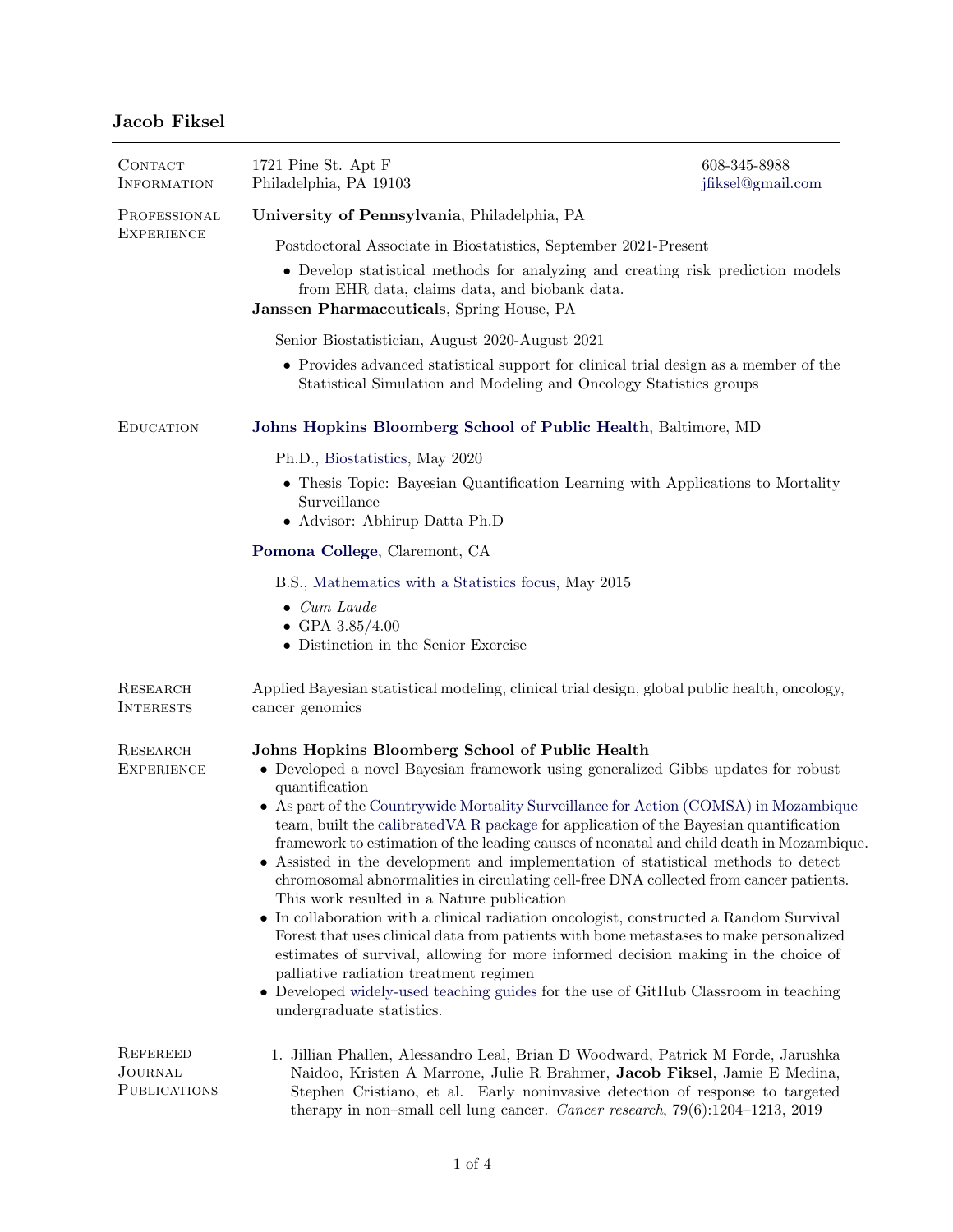# Jacob Fiksel

## Contact Information

1721 Pine St. Apt F
Philadelphia, PA 19103

608-345-8988
jfiksel@gmail.com

## Professional Experience

**University of Pennsylvania**, Philadelphia, PA

Postdoctoral Associate in Biostatistics, September 2021-Present

- Develop statistical methods for analyzing and creating risk prediction models from EHR data, claims data, and biobank data.

**Janssen Pharmaceuticals**, Spring House, PA

Senior Biostatistician, August 2020-August 2021

- Provides advanced statistical support for clinical trial design as a member of the Statistical Simulation and Modeling and Oncology Statistics groups

## Education

**Johns Hopkins Bloomberg School of Public Health**, Baltimore, MD

Ph.D., Biostatistics, May 2020

- Thesis Topic: Bayesian Quantification Learning with Applications to Mortality Surveillance
- Advisor: Abhirup Datta Ph.D

**Pomona College**, Claremont, CA

B.S., Mathematics with a Statistics focus, May 2015

- *Cum Laude*
- GPA 3.85/4.00
- Distinction in the Senior Exercise

## Research Interests

Applied Bayesian statistical modeling, clinical trial design, global public health, oncology, cancer genomics

## Research Experience

**Johns Hopkins Bloomberg School of Public Health**

- Developed a novel Bayesian framework using generalized Gibbs updates for robust quantification
- As part of the Countrywide Mortality Surveillance for Action (COMSA) in Mozambique team, built the calibratedVA R package for application of the Bayesian quantification framework to estimation of the leading causes of neonatal and child death in Mozambique.
- Assisted in the development and implementation of statistical methods to detect chromosomal abnormalities in circulating cell-free DNA collected from cancer patients. This work resulted in a Nature publication
- In collaboration with a clinical radiation oncologist, constructed a Random Survival Forest that uses clinical data from patients with bone metastases to make personalized estimates of survival, allowing for more informed decision making in the choice of palliative radiation treatment regimen
- Developed widely-used teaching guides for the use of GitHub Classroom in teaching undergraduate statistics.

## Refereed Journal Publications

1. Jillian Phallen, Alessandro Leal, Brian D Woodward, Patrick M Forde, Jarushka Naidoo, Kristen A Marrone, Julie R Brahmer, **Jacob Fiksel**, Jamie E Medina, Stephen Cristiano, et al. Early noninvasive detection of response to targeted therapy in non–small cell lung cancer. *Cancer research*, 79(6):1204–1213, 2019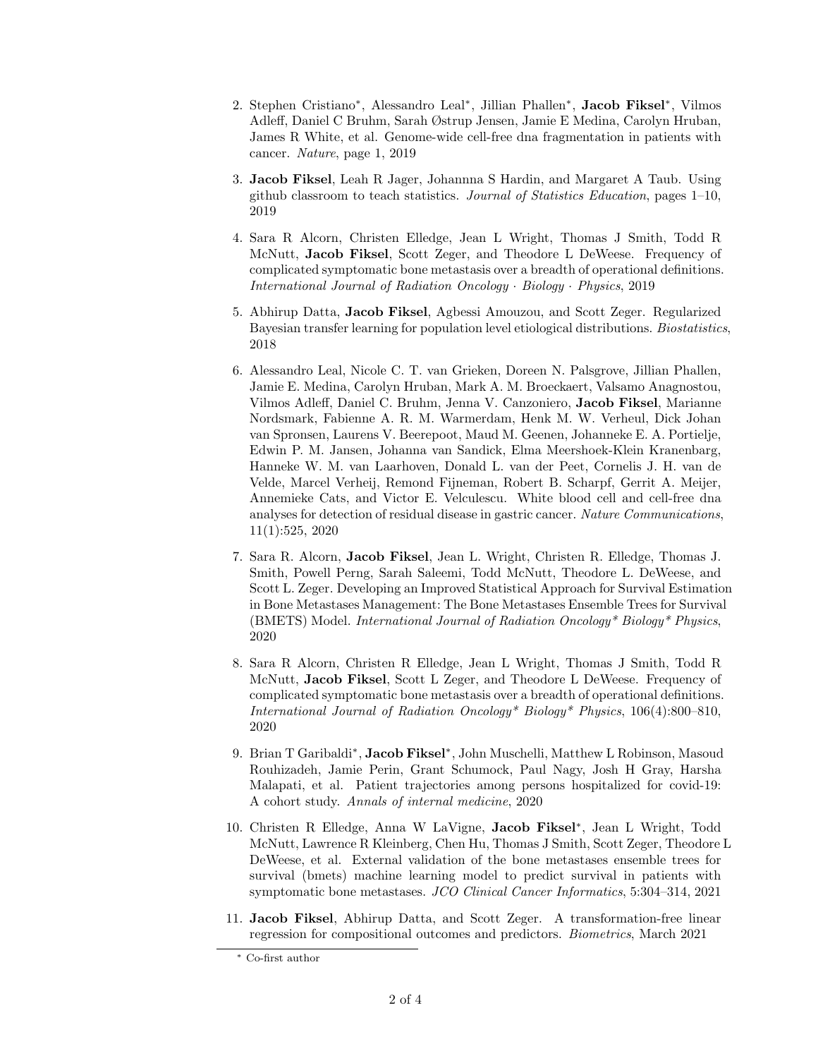2. Stephen Cristiano*, Alessandro Leal*, Jillian Phallen*, **Jacob Fiksel***, Vilmos Adleff, Daniel C Bruhm, Sarah Østrup Jensen, Jamie E Medina, Carolyn Hruban, James R White, et al. Genome-wide cell-free dna fragmentation in patients with cancer. *Nature*, page 1, 2019

3. **Jacob Fiksel**, Leah R Jager, Johannna S Hardin, and Margaret A Taub. Using github classroom to teach statistics. *Journal of Statistics Education*, pages 1–10, 2019

4. Sara R Alcorn, Christen Elledge, Jean L Wright, Thomas J Smith, Todd R McNutt, **Jacob Fiksel**, Scott Zeger, and Theodore L DeWeese. Frequency of complicated symptomatic bone metastasis over a breadth of operational definitions. *International Journal of Radiation Oncology · Biology · Physics*, 2019

5. Abhirup Datta, **Jacob Fiksel**, Agbessi Amouzou, and Scott Zeger. Regularized Bayesian transfer learning for population level etiological distributions. *Biostatistics*, 2018

6. Alessandro Leal, Nicole C. T. van Grieken, Doreen N. Palsgrove, Jillian Phallen, Jamie E. Medina, Carolyn Hruban, Mark A. M. Broeckaert, Valsamo Anagnostou, Vilmos Adleff, Daniel C. Bruhm, Jenna V. Canzoniero, **Jacob Fiksel**, Marianne Nordsmark, Fabienne A. R. M. Warmerdam, Henk M. W. Verheul, Dick Johan van Spronsen, Laurens V. Beerepoot, Maud M. Geenen, Johanneke E. A. Portielje, Edwin P. M. Jansen, Johanna van Sandick, Elma Meershoek-Klein Kranenbarg, Hanneke W. M. van Laarhoven, Donald L. van der Peet, Cornelis J. H. van de Velde, Marcel Verheij, Remond Fijneman, Robert B. Scharpf, Gerrit A. Meijer, Annemieke Cats, and Victor E. Velculescu. White blood cell and cell-free dna analyses for detection of residual disease in gastric cancer. *Nature Communications*, 11(1):525, 2020

7. Sara R. Alcorn, **Jacob Fiksel**, Jean L. Wright, Christen R. Elledge, Thomas J. Smith, Powell Perng, Sarah Saleemi, Todd McNutt, Theodore L. DeWeese, and Scott L. Zeger. Developing an Improved Statistical Approach for Survival Estimation in Bone Metastases Management: The Bone Metastases Ensemble Trees for Survival (BMETS) Model. *International Journal of Radiation Oncology* Biology* Physics*, 2020

8. Sara R Alcorn, Christen R Elledge, Jean L Wright, Thomas J Smith, Todd R McNutt, **Jacob Fiksel**, Scott L Zeger, and Theodore L DeWeese. Frequency of complicated symptomatic bone metastasis over a breadth of operational definitions. *International Journal of Radiation Oncology* Biology* Physics*, 106(4):800–810, 2020

9. Brian T Garibaldi*, **Jacob Fiksel***, John Muschelli, Matthew L Robinson, Masoud Rouhizadeh, Jamie Perin, Grant Schumock, Paul Nagy, Josh H Gray, Harsha Malapati, et al. Patient trajectories among persons hospitalized for covid-19: A cohort study. *Annals of internal medicine*, 2020

10. Christen R Elledge, Anna W LaVigne, **Jacob Fiksel***, Jean L Wright, Todd McNutt, Lawrence R Kleinberg, Chen Hu, Thomas J Smith, Scott Zeger, Theodore L DeWeese, et al. External validation of the bone metastases ensemble trees for survival (bmets) machine learning model to predict survival in patients with symptomatic bone metastases. *JCO Clinical Cancer Informatics*, 5:304–314, 2021

11. **Jacob Fiksel**, Abhirup Datta, and Scott Zeger. A transformation-free linear regression for compositional outcomes and predictors. *Biometrics*, March 2021

* Co-first author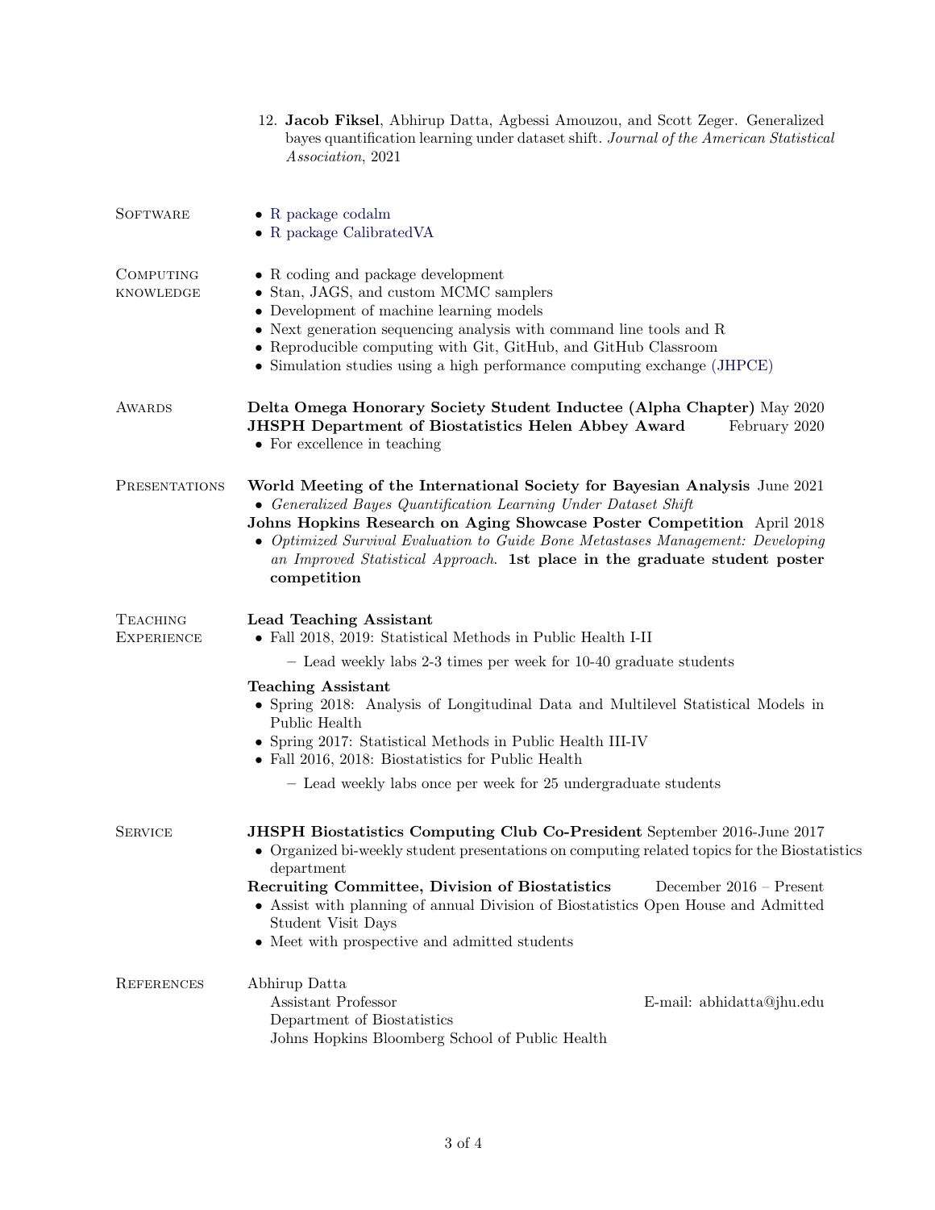12. **Jacob Fiksel**, Abhirup Datta, Agbessi Amouzou, and Scott Zeger. Generalized bayes quantification learning under dataset shift. *Journal of the American Statistical Association*, 2021

## Software

- R package codalm
- R package CalibratedVA

## Computing knowledge

- R coding and package development
- Stan, JAGS, and custom MCMC samplers
- Development of machine learning models
- Next generation sequencing analysis with command line tools and R
- Reproducible computing with Git, GitHub, and GitHub Classroom
- Simulation studies using a high performance computing exchange (JHPCE)

## Awards

**Delta Omega Honorary Society Student Inductee (Alpha Chapter)** May 2020

**JHSPH Department of Biostatistics Helen Abbey Award** February 2020

- For excellence in teaching

## Presentations

**World Meeting of the International Society for Bayesian Analysis** June 2021

- *Generalized Bayes Quantification Learning Under Dataset Shift*

**Johns Hopkins Research on Aging Showcase Poster Competition** April 2018

- *Optimized Survival Evaluation to Guide Bone Metastases Management: Developing an Improved Statistical Approach.* **1st place in the graduate student poster competition**

## Teaching Experience

**Lead Teaching Assistant**

- Fall 2018, 2019: Statistical Methods in Public Health I-II
  - Lead weekly labs 2-3 times per week for 10-40 graduate students

**Teaching Assistant**

- Spring 2018: Analysis of Longitudinal Data and Multilevel Statistical Models in Public Health
- Spring 2017: Statistical Methods in Public Health III-IV
- Fall 2016, 2018: Biostatistics for Public Health
  - Lead weekly labs once per week for 25 undergraduate students

## Service

**JHSPH Biostatistics Computing Club Co-President** September 2016-June 2017

- Organized bi-weekly student presentations on computing related topics for the Biostatistics department

**Recruiting Committee, Division of Biostatistics** December 2016 – Present

- Assist with planning of annual Division of Biostatistics Open House and Admitted Student Visit Days
- Meet with prospective and admitted students

## References

Abhirup Datta
Assistant Professor — E-mail: abhidatta@jhu.edu
Department of Biostatistics
Johns Hopkins Bloomberg School of Public Health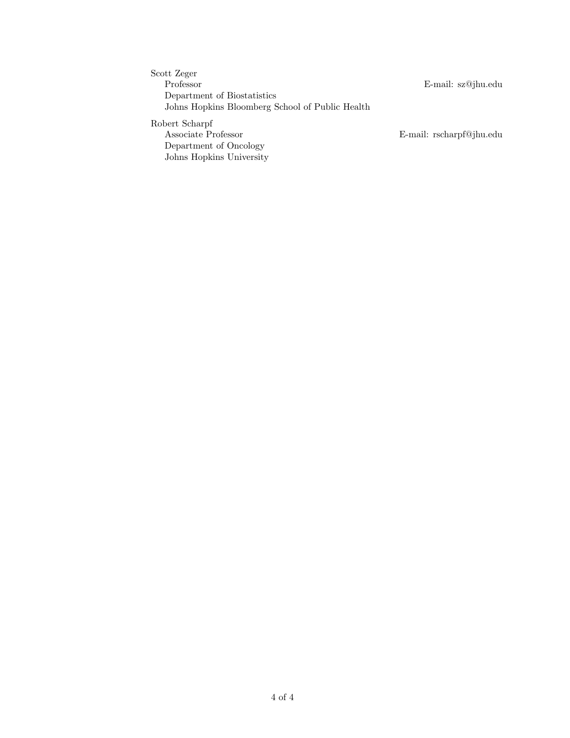Scott Zeger
  Professor — E-mail: sz@jhu.edu
  Department of Biostatistics
  Johns Hopkins Bloomberg School of Public Health

Robert Scharpf
  Associate Professor — E-mail: rscharpf@jhu.edu
  Department of Oncology
  Johns Hopkins University